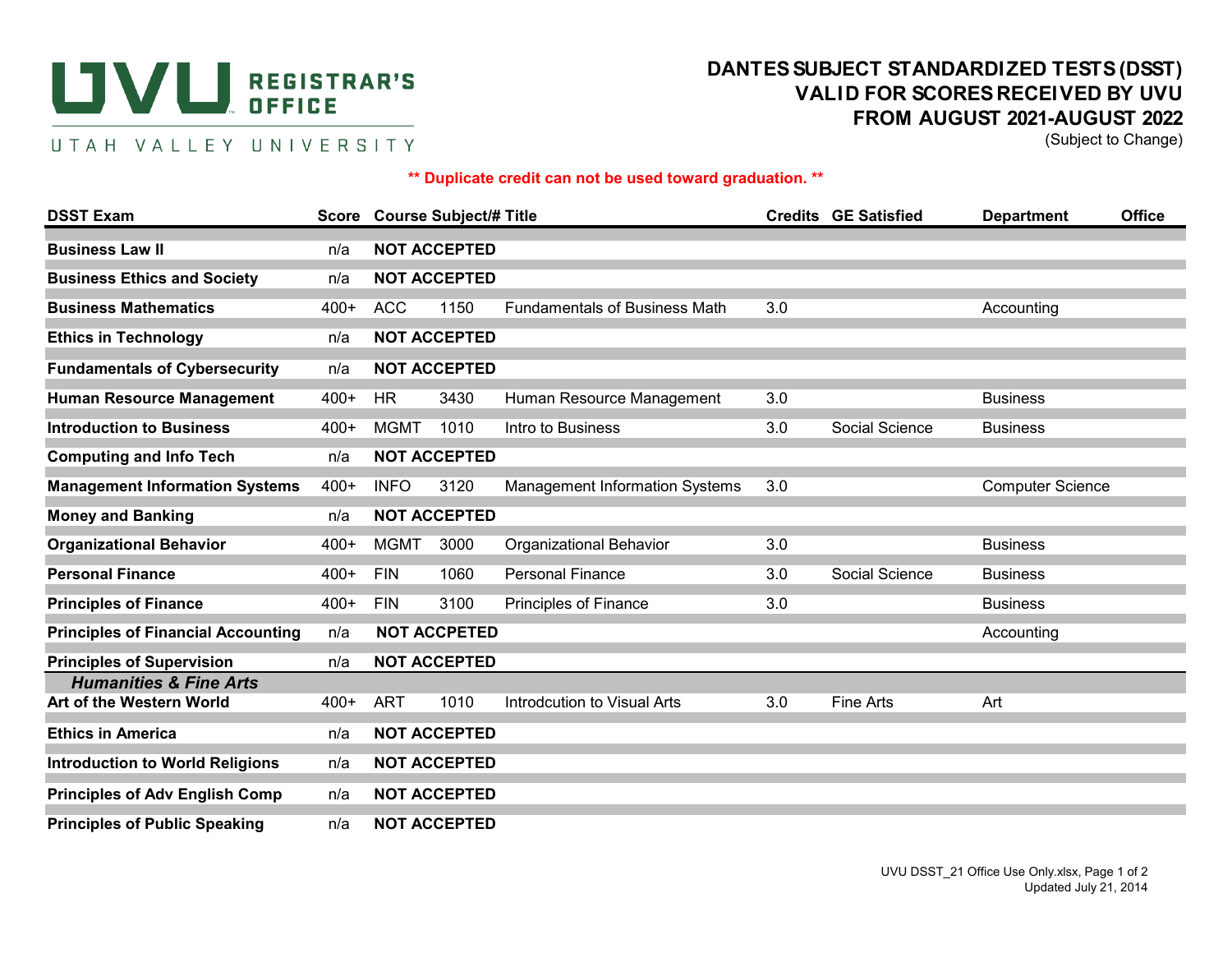UVU REGISTRAR'S OFFICE

UTAH VALLEY UNIVERSITY

# DANTES SUBJECT STANDARDIZED TESTS (DSST) VALID FOR SCORES RECEIVED BY UVU FROM AUGUST 2021-AUGUST 2022

(Subject to Change)

**** Duplicate credit can not be used toward graduation. ****

| DSST Exam | Score | Course Subject/# | | Title | Credits | GE Satisfied | Department | Office |
|---|---|---|---|---|---|---|---|---|
| **Business Law II** | n/a | **NOT ACCEPTED** | | | | | | |
| **Business Ethics and Society** | n/a | **NOT ACCEPTED** | | | | | | |
| **Business Mathematics** | 400+ | ACC | 1150 | Fundamentals of Business Math | 3.0 | | Accounting | |
| **Ethics in Technology** | n/a | **NOT ACCEPTED** | | | | | | |
| **Fundamentals of Cybersecurity** | n/a | **NOT ACCEPTED** | | | | | | |
| **Human Resource Management** | 400+ | HR | 3430 | Human Resource Management | 3.0 | | Business | |
| **Introduction to Business** | 400+ | MGMT | 1010 | Intro to Business | 3.0 | Social Science | Business | |
| **Computing and Info Tech** | n/a | **NOT ACCEPTED** | | | | | | |
| **Management Information Systems** | 400+ | INFO | 3120 | Management Information Systems | 3.0 | | Computer Science | |
| **Money and Banking** | n/a | **NOT ACCEPTED** | | | | | | |
| **Organizational Behavior** | 400+ | MGMT | 3000 | Organizational Behavior | 3.0 | | Business | |
| **Personal Finance** | 400+ | FIN | 1060 | Personal Finance | 3.0 | Social Science | Business | |
| **Principles of Finance** | 400+ | FIN | 3100 | Principles of Finance | 3.0 | | Business | |
| **Principles of Financial Accounting** | n/a | **NOT ACCPETED** | | | | | Accounting | |
| **Principles of Supervision** | n/a | **NOT ACCEPTED** | | | | | | |
| ***Humanities & Fine Arts*** | | | | | | | | |
| **Art of the Western World** | 400+ | ART | 1010 | Introdcution to Visual Arts | 3.0 | Fine Arts | Art | |
| **Ethics in America** | n/a | **NOT ACCEPTED** | | | | | | |
| **Introduction to World Religions** | n/a | **NOT ACCEPTED** | | | | | | |
| **Principles of Adv English Comp** | n/a | **NOT ACCEPTED** | | | | | | |
| **Principles of Public Speaking** | n/a | **NOT ACCEPTED** | | | | | | |

UVU DSST_21 Office Use Only.xlsx

Updated July 21, 2014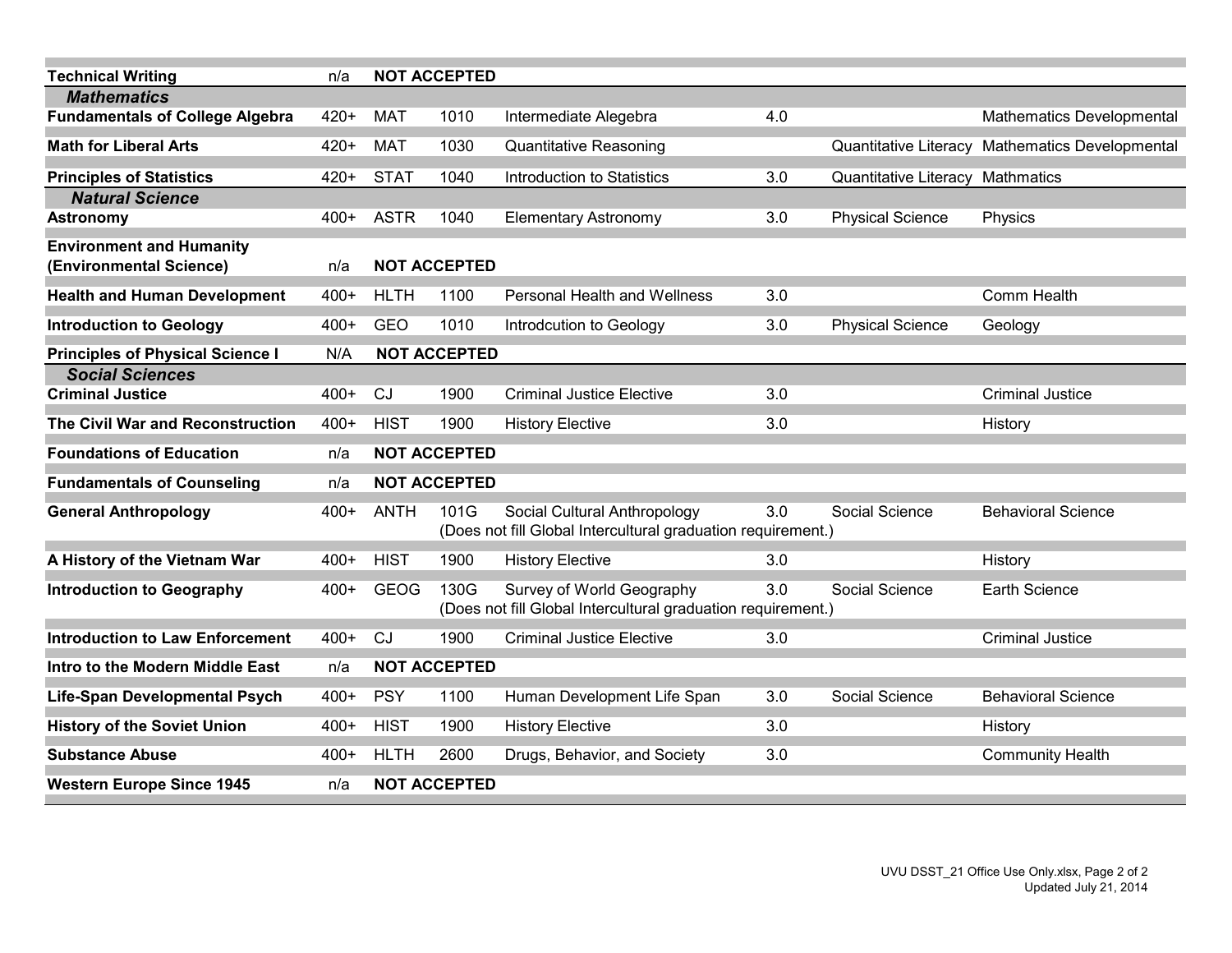| | | | | | | | |
|---|---|---|---|---|---|---|---|
| **Technical Writing** | n/a | **NOT ACCEPTED** | | | | | |
| ***Mathematics*** | | | | | | | |
| **Fundamentals of College Algebra** | 420+ | MAT | 1010 | Intermediate Alegebra | 4.0 | | Mathematics Developmental |
| **Math for Liberal Arts** | 420+ | MAT | 1030 | Quantitative Reasoning | | Quantitative Literacy | Mathematics Developmental |
| **Principles of Statistics** | 420+ | STAT | 1040 | Introduction to Statistics | 3.0 | Quantitative Literacy | Mathmatics |
| ***Natural Science*** | | | | | | | |
| **Astronomy** | 400+ | ASTR | 1040 | Elementary Astronomy | 3.0 | Physical Science | Physics |
| **Environment and Humanity (Environmental Science)** | n/a | **NOT ACCEPTED** | | | | | |
| **Health and Human Development** | 400+ | HLTH | 1100 | Personal Health and Wellness | 3.0 | | Comm Health |
| **Introduction to Geology** | 400+ | GEO | 1010 | Introdcution to Geology | 3.0 | Physical Science | Geology |
| **Principles of Physical Science I** | N/A | **NOT ACCEPTED** | | | | | |
| ***Social Sciences*** | | | | | | | |
| **Criminal Justice** | 400+ | CJ | 1900 | Criminal Justice Elective | 3.0 | | Criminal Justice |
| **The Civil War and Reconstruction** | 400+ | HIST | 1900 | History Elective | 3.0 | | History |
| **Foundations of Education** | n/a | **NOT ACCEPTED** | | | | | |
| **Fundamentals of Counseling** | n/a | **NOT ACCEPTED** | | | | | |
| **General Anthropology** | 400+ | ANTH | 101G | Social Cultural Anthropology (Does not fill Global Intercultural graduation requirement.) | 3.0 | Social Science | Behavioral Science |
| **A History of the Vietnam War** | 400+ | HIST | 1900 | History Elective | 3.0 | | History |
| **Introduction to Geography** | 400+ | GEOG | 130G | Survey of World Geography (Does not fill Global Intercultural graduation requirement.) | 3.0 | Social Science | Earth Science |
| **Introduction to Law Enforcement** | 400+ | CJ | 1900 | Criminal Justice Elective | 3.0 | | Criminal Justice |
| **Intro to the Modern Middle East** | n/a | **NOT ACCEPTED** | | | | | |
| **Life-Span Developmental Psych** | 400+ | PSY | 1100 | Human Development Life Span | 3.0 | Social Science | Behavioral Science |
| **History of the Soviet Union** | 400+ | HIST | 1900 | History Elective | 3.0 | | History |
| **Substance Abuse** | 400+ | HLTH | 2600 | Drugs, Behavior, and Society | 3.0 | | Community Health |
| **Western Europe Since 1945** | n/a | **NOT ACCEPTED** | | | | | |

UVU DSST_21 Office Use Only.xlsx
Updated July 21, 2014